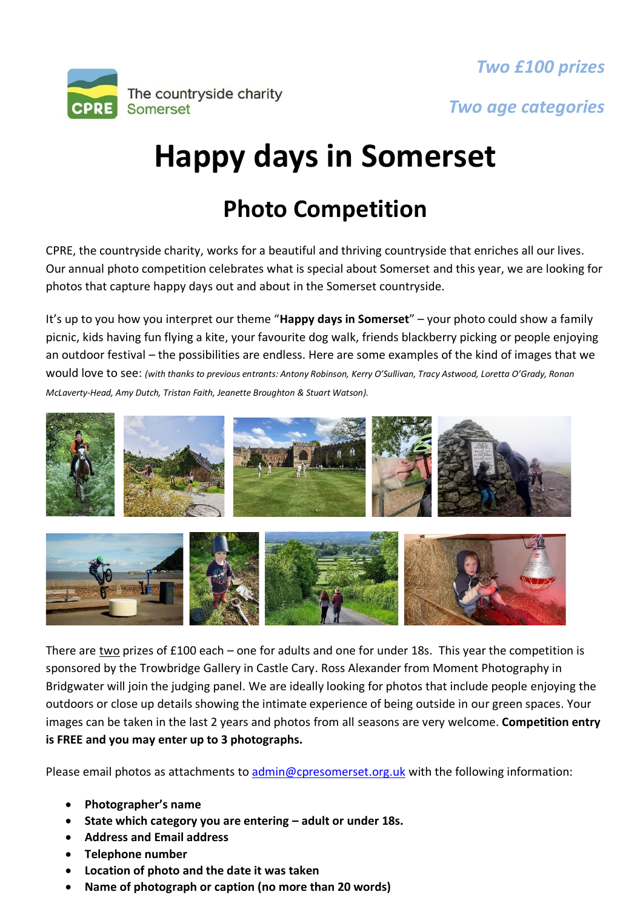The countryside charity
Somerset

*Two £100 prizes*

*Two age categories*

# Happy days in Somerset

## Photo Competition

CPRE, the countryside charity, works for a beautiful and thriving countryside that enriches all our lives. Our annual photo competition celebrates what is special about Somerset and this year, we are looking for photos that capture happy days out and about in the Somerset countryside.

It's up to you how you interpret our theme "**Happy days in Somerset**" – your photo could show a family picnic, kids having fun flying a kite, your favourite dog walk, friends blackberry picking or people enjoying an outdoor festival – the possibilities are endless. Here are some examples of the kind of images that we would love to see: *(with thanks to previous entrants: Antony Robinson, Kerry O'Sullivan, Tracy Astwood, Loretta O'Grady, Ronan McLaverty-Head, Amy Dutch, Tristan Faith, Jeanette Broughton & Stuart Watson).*

There are two prizes of £100 each – one for adults and one for under 18s. This year the competition is sponsored by the Trowbridge Gallery in Castle Cary. Ross Alexander from Moment Photography in Bridgwater will join the judging panel. We are ideally looking for photos that include people enjoying the outdoors or close up details showing the intimate experience of being outside in our green spaces. Your images can be taken in the last 2 years and photos from all seasons are very welcome. **Competition entry is FREE and you may enter up to 3 photographs.**

Please email photos as attachments to admin@cpresomerset.org.uk with the following information:

- **Photographer's name**
- **State which category you are entering – adult or under 18s.**
- **Address and Email address**
- **Telephone number**
- **Location of photo and the date it was taken**
- **Name of photograph or caption (no more than 20 words)**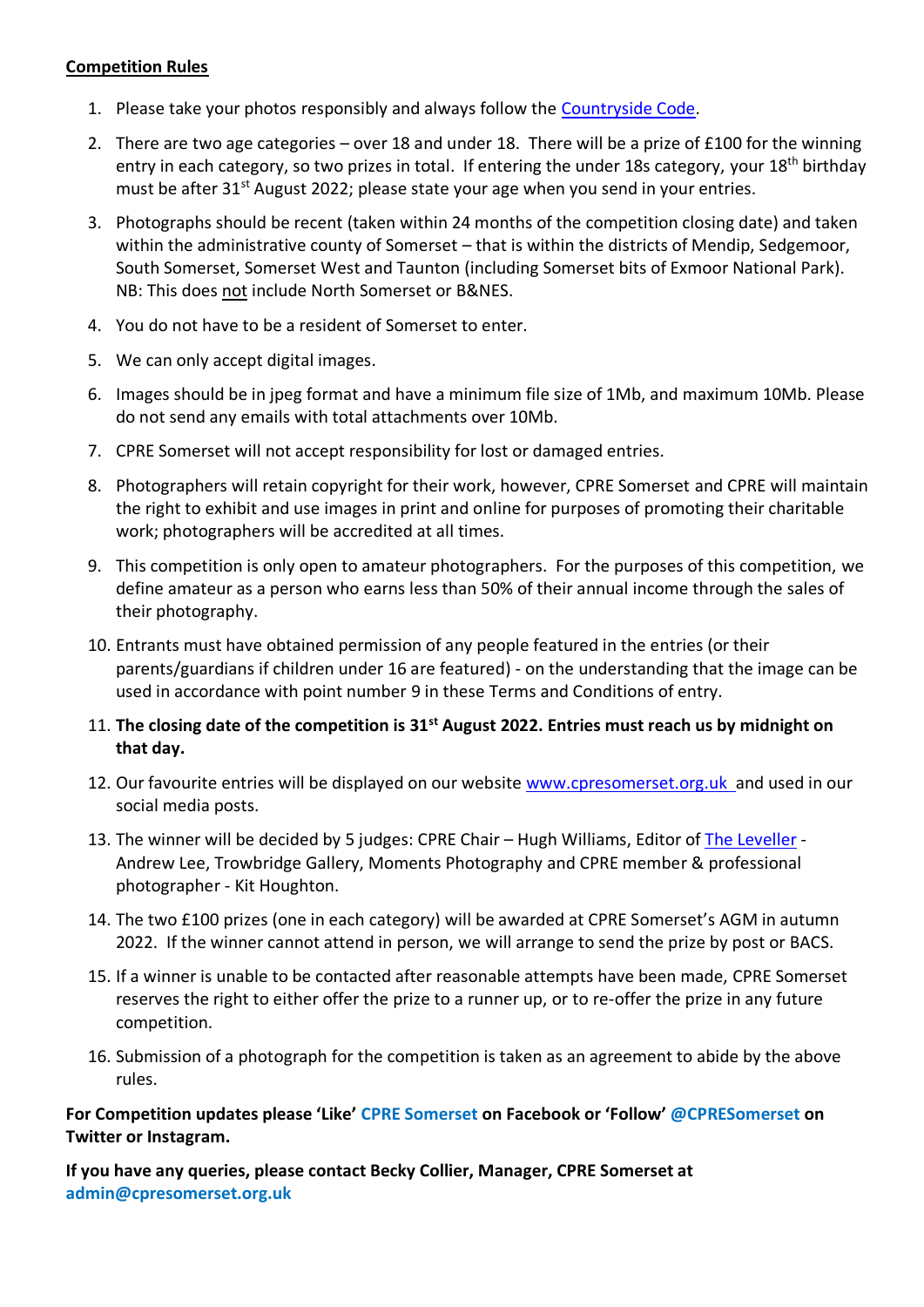**Competition Rules**

1. Please take your photos responsibly and always follow the Countryside Code.
2. There are two age categories – over 18 and under 18. There will be a prize of £100 for the winning entry in each category, so two prizes in total. If entering the under 18s category, your 18th birthday must be after 31st August 2022; please state your age when you send in your entries.
3. Photographs should be recent (taken within 24 months of the competition closing date) and taken within the administrative county of Somerset – that is within the districts of Mendip, Sedgemoor, South Somerset, Somerset West and Taunton (including Somerset bits of Exmoor National Park). NB: This does not include North Somerset or B&NES.
4. You do not have to be a resident of Somerset to enter.
5. We can only accept digital images.
6. Images should be in jpeg format and have a minimum file size of 1Mb, and maximum 10Mb. Please do not send any emails with total attachments over 10Mb.
7. CPRE Somerset will not accept responsibility for lost or damaged entries.
8. Photographers will retain copyright for their work, however, CPRE Somerset and CPRE will maintain the right to exhibit and use images in print and online for purposes of promoting their charitable work; photographers will be accredited at all times.
9. This competition is only open to amateur photographers. For the purposes of this competition, we define amateur as a person who earns less than 50% of their annual income through the sales of their photography.
10. Entrants must have obtained permission of any people featured in the entries (or their parents/guardians if children under 16 are featured) - on the understanding that the image can be used in accordance with point number 9 in these Terms and Conditions of entry.
11. **The closing date of the competition is 31st August 2022. Entries must reach us by midnight on that day.**
12. Our favourite entries will be displayed on our website www.cpresomerset.org.uk and used in our social media posts.
13. The winner will be decided by 5 judges: CPRE Chair – Hugh Williams, Editor of The Leveller - Andrew Lee, Trowbridge Gallery, Moments Photography and CPRE member & professional photographer - Kit Houghton.
14. The two £100 prizes (one in each category) will be awarded at CPRE Somerset's AGM in autumn 2022. If the winner cannot attend in person, we will arrange to send the prize by post or BACS.
15. If a winner is unable to be contacted after reasonable attempts have been made, CPRE Somerset reserves the right to either offer the prize to a runner up, or to re-offer the prize in any future competition.
16. Submission of a photograph for the competition is taken as an agreement to abide by the above rules.

**For Competition updates please 'Like' CPRE Somerset on Facebook or 'Follow' @CPRESomerset on Twitter or Instagram.**

**If you have any queries, please contact Becky Collier, Manager, CPRE Somerset at admin@cpresomerset.org.uk**